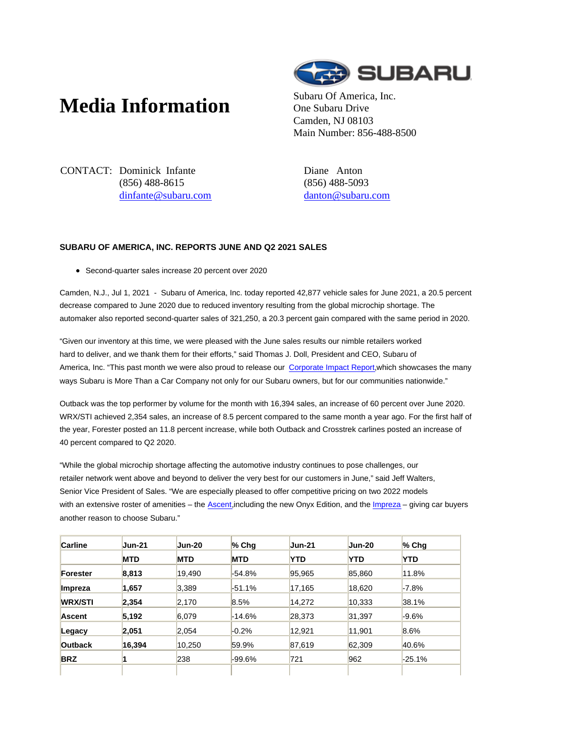# Media Information

Subaru Of America, Inc.
One Subaru Drive
Camden, NJ 08103
Main Number: 856-488-8500

CONTACT: Dominick Infante
(856) 488-8615
dinfante@subaru.com

Diane Anton
(856) 488-5093
danton@subaru.com

**SUBARU OF AMERICA, INC. REPORTS JUNE AND Q2 2021 SALES**

- Second-quarter sales increase 20 percent over 2020

Camden, N.J., Jul 1, 2021 - Subaru of America, Inc. today reported 42,877 vehicle sales for June 2021, a 20.5 percent decrease compared to June 2020 due to reduced inventory resulting from the global microchip shortage. The automaker also reported second-quarter sales of 321,250, a 20.3 percent gain compared with the same period in 2020.

"Given our inventory at this time, we were pleased with the June sales results our nimble retailers worked hard to deliver, and we thank them for their efforts," said Thomas J. Doll, President and CEO, Subaru of America, Inc. "This past month we were also proud to release our Corporate Impact Report,which showcases the many ways Subaru is More Than a Car Company not only for our Subaru owners, but for our communities nationwide."

Outback was the top performer by volume for the month with 16,394 sales, an increase of 60 percent over June 2020. WRX/STI achieved 2,354 sales, an increase of 8.5 percent compared to the same month a year ago. For the first half of the year, Forester posted an 11.8 percent increase, while both Outback and Crosstrek carlines posted an increase of 40 percent compared to Q2 2020.

"While the global microchip shortage affecting the automotive industry continues to pose challenges, our retailer network went above and beyond to deliver the very best for our customers in June," said Jeff Walters, Senior Vice President of Sales. "We are especially pleased to offer competitive pricing on two 2022 models with an extensive roster of amenities – the Ascent,including the new Onyx Edition, and the Impreza – giving car buyers another reason to choose Subaru."

| Carline | Jun-21 | Jun-20 | % Chg | Jun-21 | Jun-20 | % Chg |
|---|---|---|---|---|---|---|
| | MTD | MTD | MTD | YTD | YTD | YTD |
| Forester | 8,813 | 19,490 | -54.8% | 95,965 | 85,860 | 11.8% |
| Impreza | 1,657 | 3,389 | -51.1% | 17,165 | 18,620 | -7.8% |
| WRX/STI | 2,354 | 2,170 | 8.5% | 14,272 | 10,333 | 38.1% |
| Ascent | 5,192 | 6,079 | -14.6% | 28,373 | 31,397 | -9.6% |
| Legacy | 2,051 | 2,054 | -0.2% | 12,921 | 11,901 | 8.6% |
| Outback | 16,394 | 10,250 | 59.9% | 87,619 | 62,309 | 40.6% |
| BRZ | 1 | 238 | -99.6% | 721 | 962 | -25.1% |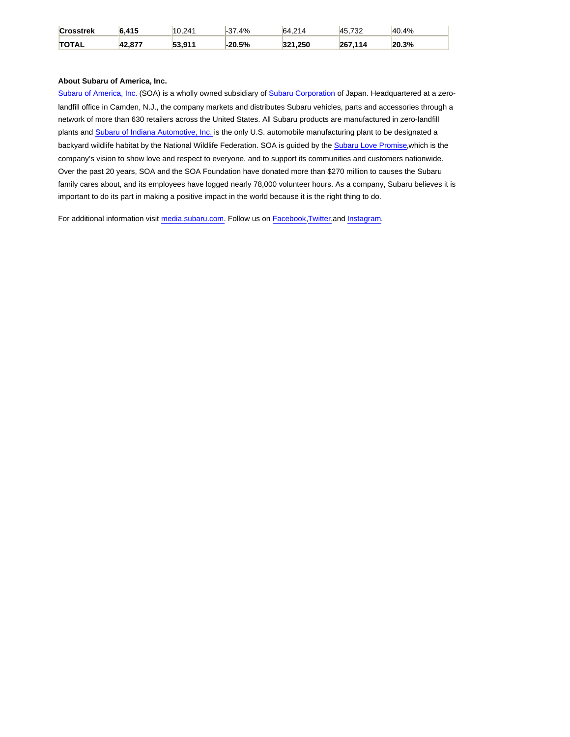| | | | | | | |
|---|---|---|---|---|---|---|
| **Crosstrek** | **6,415** | 10,241 | -37.4% | 64,214 | 45,732 | 40.4% |
| **TOTAL** | **42,877** | **53,911** | **-20.5%** | **321,250** | **267,114** | **20.3%** |

**About Subaru of America, Inc.**

Subaru of America, Inc. (SOA) is a wholly owned subsidiary of Subaru Corporation of Japan. Headquartered at a zero-landfill office in Camden, N.J., the company markets and distributes Subaru vehicles, parts and accessories through a network of more than 630 retailers across the United States. All Subaru products are manufactured in zero-landfill plants and Subaru of Indiana Automotive, Inc. is the only U.S. automobile manufacturing plant to be designated a backyard wildlife habitat by the National Wildlife Federation. SOA is guided by the Subaru Love Promise,which is the company's vision to show love and respect to everyone, and to support its communities and customers nationwide. Over the past 20 years, SOA and the SOA Foundation have donated more than $270 million to causes the Subaru family cares about, and its employees have logged nearly 78,000 volunteer hours. As a company, Subaru believes it is important to do its part in making a positive impact in the world because it is the right thing to do.

For additional information visit media.subaru.com. Follow us on Facebook,Twitter,and Instagram.